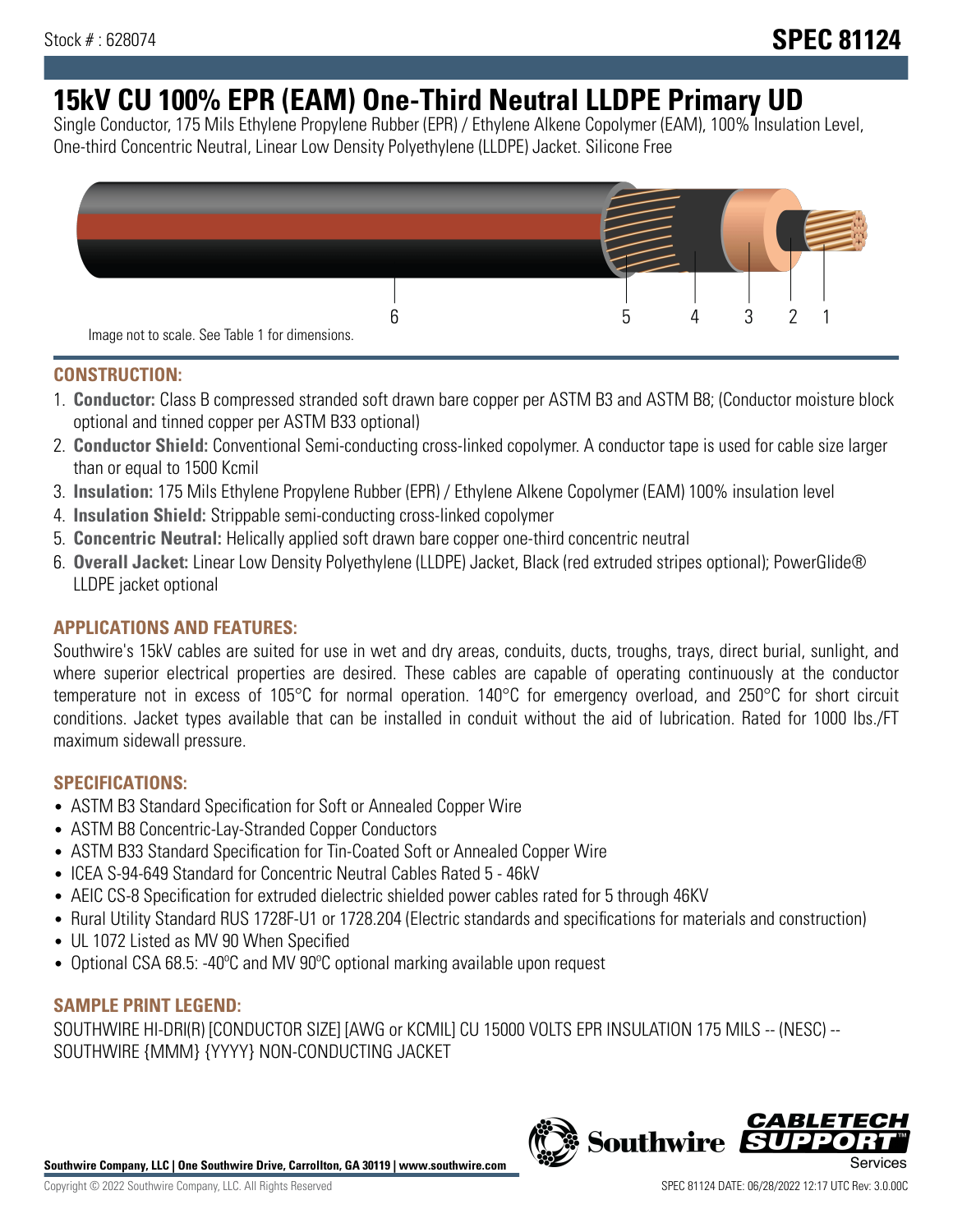Stock # : 628074

**SPEC 81124**

# 15kV CU 100% EPR (EAM) One-Third Neutral LLDPE Primary UD

Single Conductor, 175 Mils Ethylene Propylene Rubber (EPR) / Ethylene Alkene Copolymer (EAM), 100% Insulation Level, One-third Concentric Neutral, Linear Low Density Polyethylene (LLDPE) Jacket. Silicone Free

6 5 4 3 2 1

Image not to scale. See Table 1 for dimensions.

## CONSTRUCTION:

1. **Conductor:** Class B compressed stranded soft drawn bare copper per ASTM B3 and ASTM B8; (Conductor moisture block optional and tinned copper per ASTM B33 optional)
2. **Conductor Shield:** Conventional Semi-conducting cross-linked copolymer. A conductor tape is used for cable size larger than or equal to 1500 Kcmil
3. **Insulation:** 175 Mils Ethylene Propylene Rubber (EPR) / Ethylene Alkene Copolymer (EAM) 100% insulation level
4. **Insulation Shield:** Strippable semi-conducting cross-linked copolymer
5. **Concentric Neutral:** Helically applied soft drawn bare copper one-third concentric neutral
6. **Overall Jacket:** Linear Low Density Polyethylene (LLDPE) Jacket, Black (red extruded stripes optional); PowerGlide® LLDPE jacket optional

## APPLICATIONS AND FEATURES:

Southwire's 15kV cables are suited for use in wet and dry areas, conduits, ducts, troughs, trays, direct burial, sunlight, and where superior electrical properties are desired. These cables are capable of operating continuously at the conductor temperature not in excess of 105°C for normal operation. 140°C for emergency overload, and 250°C for short circuit conditions. Jacket types available that can be installed in conduit without the aid of lubrication. Rated for 1000 lbs./FT maximum sidewall pressure.

## SPECIFICATIONS:

- ASTM B3 Standard Specification for Soft or Annealed Copper Wire
- ASTM B8 Concentric-Lay-Stranded Copper Conductors
- ASTM B33 Standard Specification for Tin-Coated Soft or Annealed Copper Wire
- ICEA S-94-649 Standard for Concentric Neutral Cables Rated 5 - 46kV
- AEIC CS-8 Specification for extruded dielectric shielded power cables rated for 5 through 46KV
- Rural Utility Standard RUS 1728F-U1 or 1728.204 (Electric standards and specifications for materials and construction)
- UL 1072 Listed as MV 90 When Specified
- Optional CSA 68.5: -40ºC and MV 90ºC optional marking available upon request

## SAMPLE PRINT LEGEND:

SOUTHWIRE HI-DRI(R) [CONDUCTOR SIZE] [AWG or KCMIL] CU 15000 VOLTS EPR INSULATION 175 MILS -- (NESC) -- SOUTHWIRE {MMM} {YYYY} NON-CONDUCTING JACKET

**Southwire Company, LLC | One Southwire Drive, Carrollton, GA 30119 | www.southwire.com**

Copyright © 2022 Southwire Company, LLC. All Rights Reserved

SPEC 81124 DATE: 06/28/2022 12:17 UTC Rev: 3.0.00C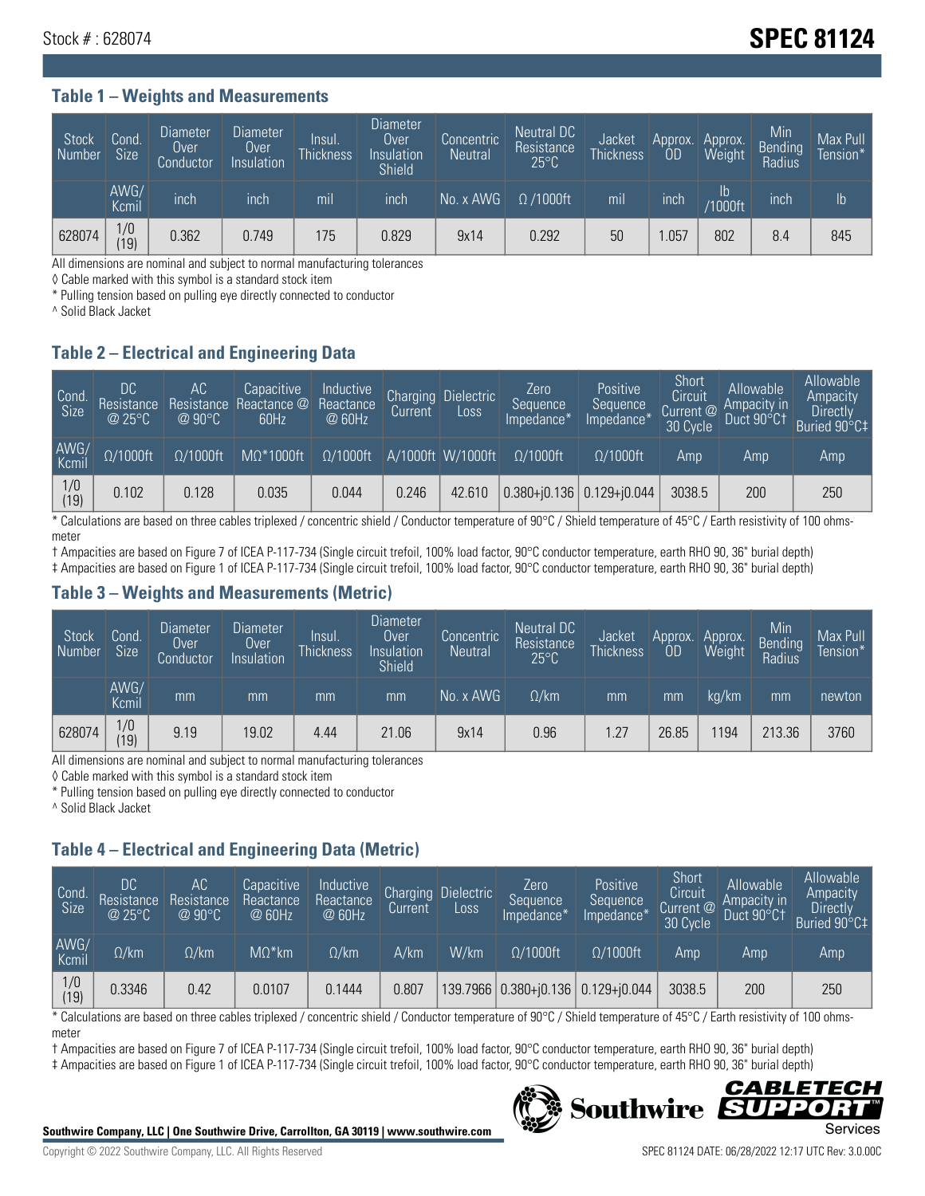Stock # : 628074

# SPEC 81124

## Table 1 – Weights and Measurements

| Stock Number | Cond. Size | Diameter Over Conductor | Diameter Over Insulation | Insul. Thickness | Diameter Over Insulation Shield | Concentric Neutral | Neutral DC Resistance 25°C | Jacket Thickness | Approx. OD | Approx. Weight | Min Bending Radius | Max Pull Tension* |
|---|---|---|---|---|---|---|---|---|---|---|---|---|
| | AWG/ Kcmil | inch | inch | mil | inch | No. x AWG | Ω /1000ft | mil | inch | lb /1000ft | inch | lb |
| 628074 | 1/0 (19) | 0.362 | 0.749 | 175 | 0.829 | 9x14 | 0.292 | 50 | 1.057 | 802 | 8.4 | 845 |

All dimensions are nominal and subject to normal manufacturing tolerances

◊ Cable marked with this symbol is a standard stock item

* Pulling tension based on pulling eye directly connected to conductor

^ Solid Black Jacket

## Table 2 – Electrical and Engineering Data

| Cond. Size | DC Resistance @ 25°C | AC Resistance @ 90°C | Capacitive Reactance @ 60Hz | Inductive Reactance @ 60Hz | Charging Current | Dielectric Loss | Zero Sequence Impedance* | Positive Sequence Impedance* | Short Circuit Current @ 30 Cycle | Allowable Ampacity in Duct 90°C† | Allowable Ampacity Directly Buried 90°C‡ |
|---|---|---|---|---|---|---|---|---|---|---|---|
| AWG/ Kcmil | Ω/1000ft | Ω/1000ft | MΩ*1000ft | Ω/1000ft | A/1000ft | W/1000ft | Ω/1000ft | Ω/1000ft | Amp | Amp | Amp |
| 1/0 (19) | 0.102 | 0.128 | 0.035 | 0.044 | 0.246 | 42.610 | 0.380+j0.136 | 0.129+j0.044 | 3038.5 | 200 | 250 |

* Calculations are based on three cables triplexed / concentric shield / Conductor temperature of 90°C / Shield temperature of 45°C / Earth resistivity of 100 ohms-meter

† Ampacities are based on Figure 7 of ICEA P-117-734 (Single circuit trefoil, 100% load factor, 90°C conductor temperature, earth RHO 90, 36" burial depth)

‡ Ampacities are based on Figure 1 of ICEA P-117-734 (Single circuit trefoil, 100% load factor, 90°C conductor temperature, earth RHO 90, 36" burial depth)

## Table 3 – Weights and Measurements (Metric)

| Stock Number | Cond. Size | Diameter Over Conductor | Diameter Over Insulation | Insul. Thickness | Diameter Over Insulation Shield | Concentric Neutral | Neutral DC Resistance 25°C | Jacket Thickness | Approx. OD | Approx. Weight | Min Bending Radius | Max Pull Tension* |
|---|---|---|---|---|---|---|---|---|---|---|---|---|
| | AWG/ Kcmil | mm | mm | mm | mm | No. x AWG | Ω/km | mm | mm | kg/km | mm | newton |
| 628074 | 1/0 (19) | 9.19 | 19.02 | 4.44 | 21.06 | 9x14 | 0.96 | 1.27 | 26.85 | 1194 | 213.36 | 3760 |

All dimensions are nominal and subject to normal manufacturing tolerances

◊ Cable marked with this symbol is a standard stock item

* Pulling tension based on pulling eye directly connected to conductor

^ Solid Black Jacket

## Table 4 – Electrical and Engineering Data (Metric)

| Cond. Size | DC Resistance @ 25°C | AC Resistance @ 90°C | Capacitive Reactance @ 60Hz | Inductive Reactance @ 60Hz | Charging Current | Dielectric Loss | Zero Sequence Impedance* | Positive Sequence Impedance* | Short Circuit Current @ 30 Cycle | Allowable Ampacity in Duct 90°C† | Allowable Ampacity Directly Buried 90°C‡ |
|---|---|---|---|---|---|---|---|---|---|---|---|
| AWG/ Kcmil | Ω/km | Ω/km | MΩ*km | Ω/km | A/km | W/km | Ω/1000ft | Ω/1000ft | Amp | Amp | Amp |
| 1/0 (19) | 0.3346 | 0.42 | 0.0107 | 0.1444 | 0.807 | 139.7966 | 0.380+j0.136 | 0.129+j0.044 | 3038.5 | 200 | 250 |

* Calculations are based on three cables triplexed / concentric shield / Conductor temperature of 90°C / Shield temperature of 45°C / Earth resistivity of 100 ohms-meter

† Ampacities are based on Figure 7 of ICEA P-117-734 (Single circuit trefoil, 100% load factor, 90°C conductor temperature, earth RHO 90, 36" burial depth)

‡ Ampacities are based on Figure 1 of ICEA P-117-734 (Single circuit trefoil, 100% load factor, 90°C conductor temperature, earth RHO 90, 36" burial depth)

**Southwire Company, LLC | One Southwire Drive, Carrollton, GA 30119 | www.southwire.com**

Copyright © 2022 Southwire Company, LLC. All Rights Reserved

SPEC 81124 DATE: 06/28/2022 12:17 UTC Rev: 3.0.00C